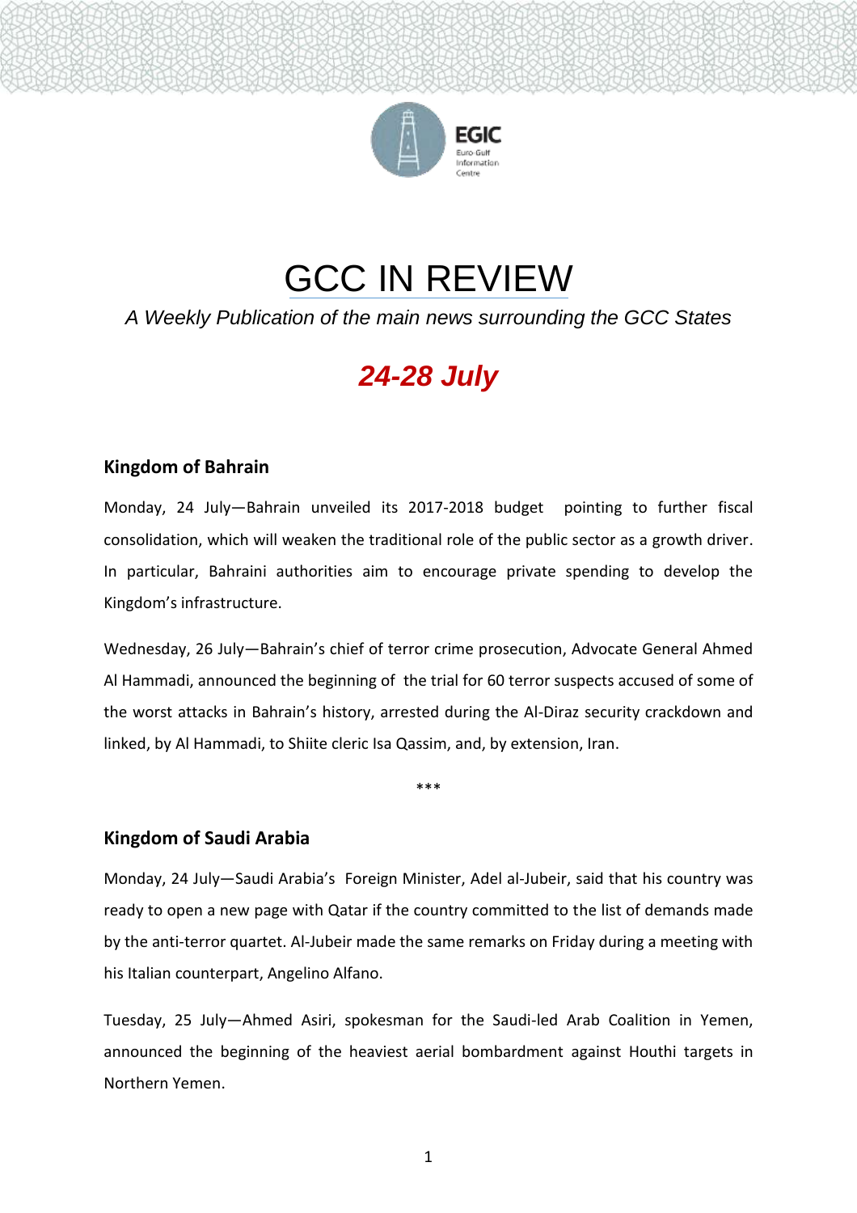# GCC IN REVIEW

*A Weekly Publication of the main news surrounding the GCC States*

## *24-28 July*

### Kingdom of Bahrain

Monday, 24 July—Bahrain unveiled its 2017-2018 budget pointing to further fiscal consolidation, which will weaken the traditional role of the public sector as a growth driver. In particular, Bahraini authorities aim to encourage private spending to develop the Kingdom's infrastructure.

Wednesday, 26 July—Bahrain's chief of terror crime prosecution, Advocate General Ahmed Al Hammadi, announced the beginning of the trial for 60 terror suspects accused of some of the worst attacks in Bahrain's history, arrested during the Al-Diraz security crackdown and linked, by Al Hammadi, to Shiite cleric Isa Qassim, and, by extension, Iran.

***

### Kingdom of Saudi Arabia

Monday, 24 July—Saudi Arabia's Foreign Minister, Adel al-Jubeir, said that his country was ready to open a new page with Qatar if the country committed to the list of demands made by the anti-terror quartet. Al-Jubeir made the same remarks on Friday during a meeting with his Italian counterpart, Angelino Alfano.

Tuesday, 25 July—Ahmed Asiri, spokesman for the Saudi-led Arab Coalition in Yemen, announced the beginning of the heaviest aerial bombardment against Houthi targets in Northern Yemen.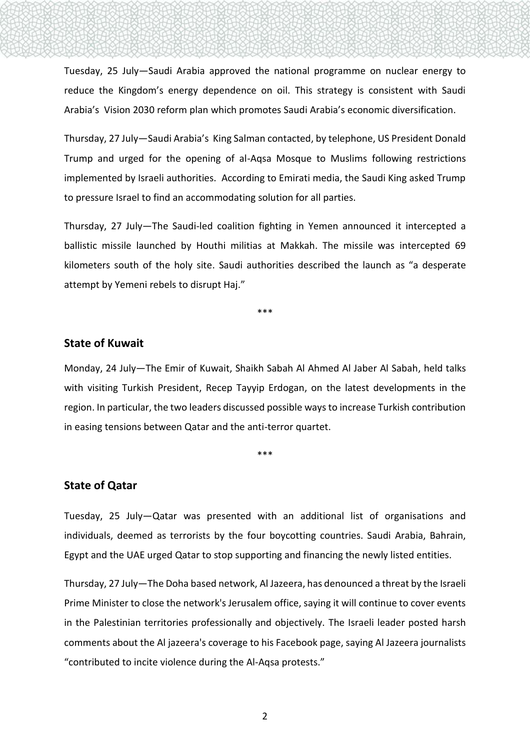Tuesday, 25 July—Saudi Arabia approved the national programme on nuclear energy to reduce the Kingdom's energy dependence on oil. This strategy is consistent with Saudi Arabia's Vision 2030 reform plan which promotes Saudi Arabia's economic diversification.

Thursday, 27 July—Saudi Arabia's King Salman contacted, by telephone, US President Donald Trump and urged for the opening of al-Aqsa Mosque to Muslims following restrictions implemented by Israeli authorities. According to Emirati media, the Saudi King asked Trump to pressure Israel to find an accommodating solution for all parties.

Thursday, 27 July—The Saudi-led coalition fighting in Yemen announced it intercepted a ballistic missile launched by Houthi militias at Makkah. The missile was intercepted 69 kilometers south of the holy site. Saudi authorities described the launch as "a desperate attempt by Yemeni rebels to disrupt Haj."

\*\*\*

## State of Kuwait

Monday, 24 July—The Emir of Kuwait, Shaikh Sabah Al Ahmed Al Jaber Al Sabah, held talks with visiting Turkish President, Recep Tayyip Erdogan, on the latest developments in the region. In particular, the two leaders discussed possible ways to increase Turkish contribution in easing tensions between Qatar and the anti-terror quartet.

\*\*\*

## State of Qatar

Tuesday, 25 July—Qatar was presented with an additional list of organisations and individuals, deemed as terrorists by the four boycotting countries. Saudi Arabia, Bahrain, Egypt and the UAE urged Qatar to stop supporting and financing the newly listed entities.

Thursday, 27 July—The Doha based network, Al Jazeera, has denounced a threat by the Israeli Prime Minister to close the network's Jerusalem office, saying it will continue to cover events in the Palestinian territories professionally and objectively. The Israeli leader posted harsh comments about the Al jazeera's coverage to his Facebook page, saying Al Jazeera journalists "contributed to incite violence during the Al-Aqsa protests."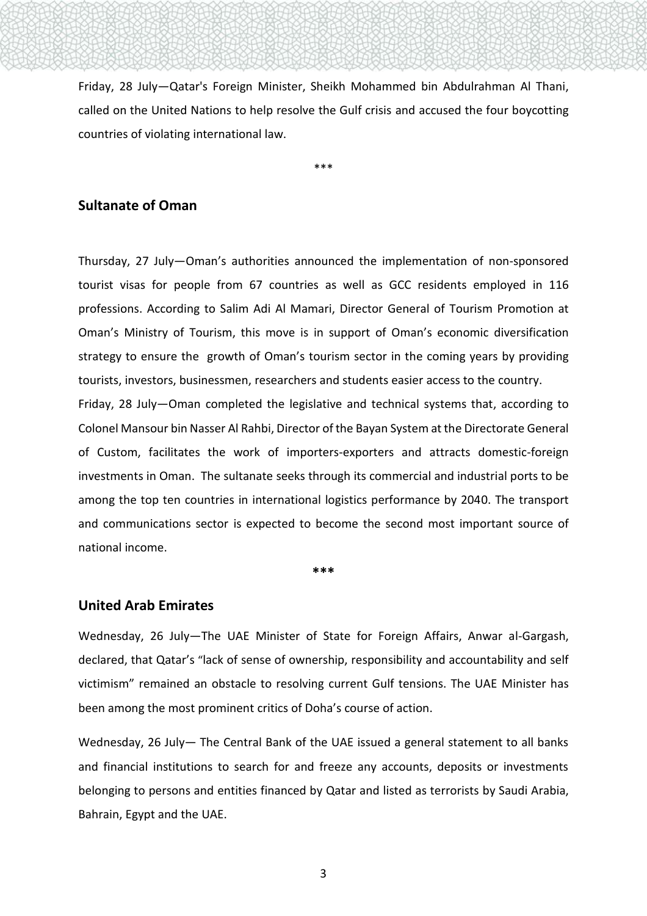Friday, 28 July—Qatar's Foreign Minister, Sheikh Mohammed bin Abdulrahman Al Thani, called on the United Nations to help resolve the Gulf crisis and accused the four boycotting countries of violating international law.

***

## Sultanate of Oman

Thursday, 27 July—Oman's authorities announced the implementation of non-sponsored tourist visas for people from 67 countries as well as GCC residents employed in 116 professions. According to Salim Adi Al Mamari, Director General of Tourism Promotion at Oman's Ministry of Tourism, this move is in support of Oman's economic diversification strategy to ensure the growth of Oman's tourism sector in the coming years by providing tourists, investors, businessmen, researchers and students easier access to the country.

Friday, 28 July—Oman completed the legislative and technical systems that, according to Colonel Mansour bin Nasser Al Rahbi, Director of the Bayan System at the Directorate General of Custom, facilitates the work of importers-exporters and attracts domestic-foreign investments in Oman. The sultanate seeks through its commercial and industrial ports to be among the top ten countries in international logistics performance by 2040. The transport and communications sector is expected to become the second most important source of national income.

***

## United Arab Emirates

Wednesday, 26 July—The UAE Minister of State for Foreign Affairs, Anwar al-Gargash, declared, that Qatar's "lack of sense of ownership, responsibility and accountability and self victimism" remained an obstacle to resolving current Gulf tensions. The UAE Minister has been among the most prominent critics of Doha's course of action.

Wednesday, 26 July— The Central Bank of the UAE issued a general statement to all banks and financial institutions to search for and freeze any accounts, deposits or investments belonging to persons and entities financed by Qatar and listed as terrorists by Saudi Arabia, Bahrain, Egypt and the UAE.